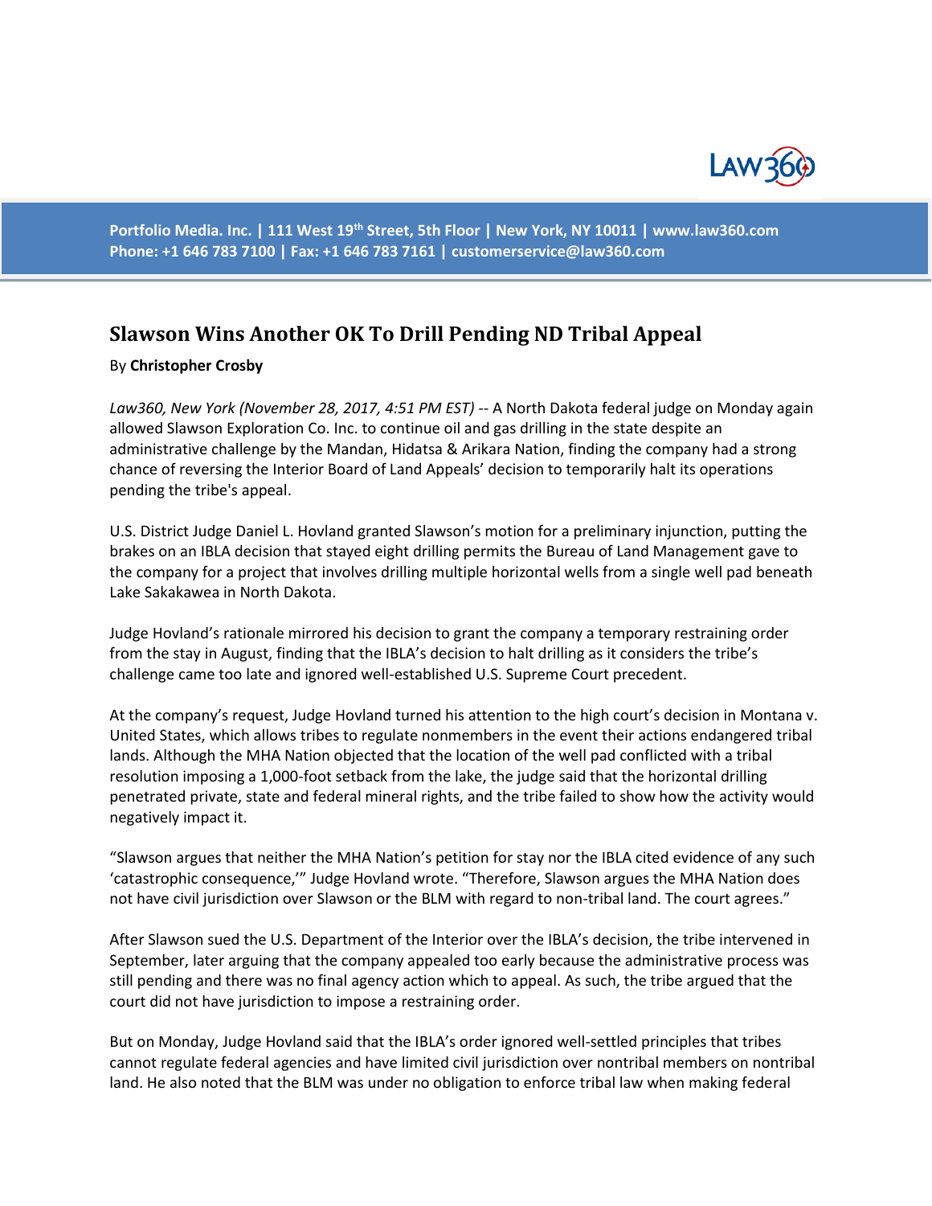Portfolio Media. Inc. | 111 West 19th Street, 5th Floor | New York, NY 10011 | www.law360.com
Phone: +1 646 783 7100 | Fax: +1 646 783 7161 | customerservice@law360.com

## Slawson Wins Another OK To Drill Pending ND Tribal Appeal

By **Christopher Crosby**

*Law360, New York (November 28, 2017, 4:51 PM EST)* -- A North Dakota federal judge on Monday again allowed Slawson Exploration Co. Inc. to continue oil and gas drilling in the state despite an administrative challenge by the Mandan, Hidatsa & Arikara Nation, finding the company had a strong chance of reversing the Interior Board of Land Appeals' decision to temporarily halt its operations pending the tribe's appeal.

U.S. District Judge Daniel L. Hovland granted Slawson's motion for a preliminary injunction, putting the brakes on an IBLA decision that stayed eight drilling permits the Bureau of Land Management gave to the company for a project that involves drilling multiple horizontal wells from a single well pad beneath Lake Sakakawea in North Dakota.

Judge Hovland's rationale mirrored his decision to grant the company a temporary restraining order from the stay in August, finding that the IBLA's decision to halt drilling as it considers the tribe's challenge came too late and ignored well-established U.S. Supreme Court precedent.

At the company's request, Judge Hovland turned his attention to the high court's decision in Montana v. United States, which allows tribes to regulate nonmembers in the event their actions endangered tribal lands. Although the MHA Nation objected that the location of the well pad conflicted with a tribal resolution imposing a 1,000-foot setback from the lake, the judge said that the horizontal drilling penetrated private, state and federal mineral rights, and the tribe failed to show how the activity would negatively impact it.

"Slawson argues that neither the MHA Nation's petition for stay nor the IBLA cited evidence of any such 'catastrophic consequence,'" Judge Hovland wrote. "Therefore, Slawson argues the MHA Nation does not have civil jurisdiction over Slawson or the BLM with regard to non-tribal land. The court agrees."

After Slawson sued the U.S. Department of the Interior over the IBLA's decision, the tribe intervened in September, later arguing that the company appealed too early because the administrative process was still pending and there was no final agency action which to appeal. As such, the tribe argued that the court did not have jurisdiction to impose a restraining order.

But on Monday, Judge Hovland said that the IBLA's order ignored well-settled principles that tribes cannot regulate federal agencies and have limited civil jurisdiction over nontribal members on nontribal land. He also noted that the BLM was under no obligation to enforce tribal law when making federal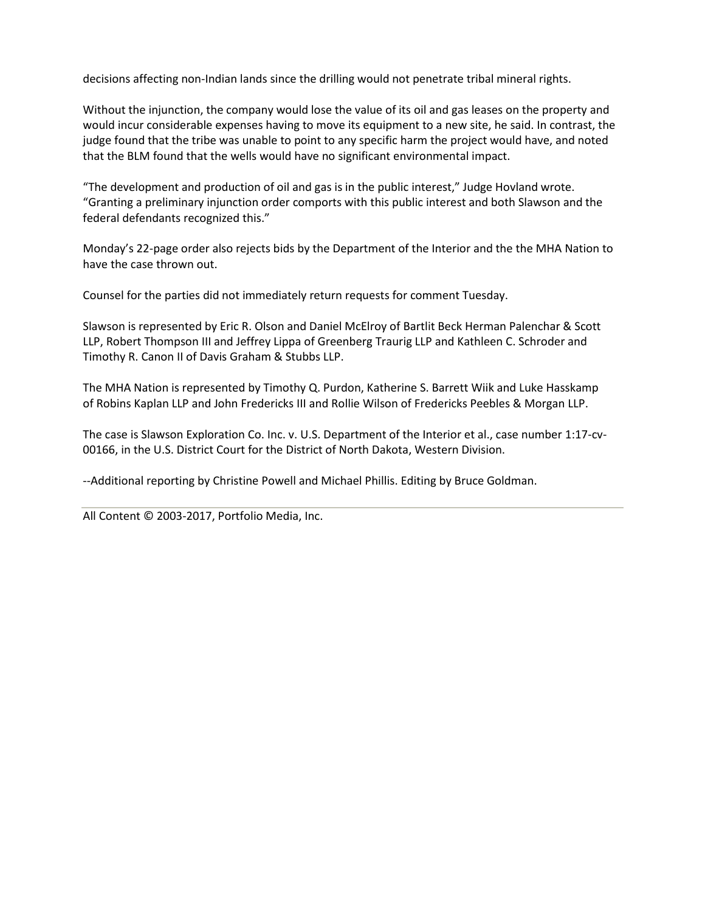decisions affecting non-Indian lands since the drilling would not penetrate tribal mineral rights.

Without the injunction, the company would lose the value of its oil and gas leases on the property and would incur considerable expenses having to move its equipment to a new site, he said. In contrast, the judge found that the tribe was unable to point to any specific harm the project would have, and noted that the BLM found that the wells would have no significant environmental impact.

"The development and production of oil and gas is in the public interest," Judge Hovland wrote. "Granting a preliminary injunction order comports with this public interest and both Slawson and the federal defendants recognized this."

Monday's 22-page order also rejects bids by the Department of the Interior and the the MHA Nation to have the case thrown out.

Counsel for the parties did not immediately return requests for comment Tuesday.

Slawson is represented by Eric R. Olson and Daniel McElroy of Bartlit Beck Herman Palenchar & Scott LLP, Robert Thompson III and Jeffrey Lippa of Greenberg Traurig LLP and Kathleen C. Schroder and Timothy R. Canon II of Davis Graham & Stubbs LLP.

The MHA Nation is represented by Timothy Q. Purdon, Katherine S. Barrett Wiik and Luke Hasskamp of Robins Kaplan LLP and John Fredericks III and Rollie Wilson of Fredericks Peebles & Morgan LLP.

The case is Slawson Exploration Co. Inc. v. U.S. Department of the Interior et al., case number 1:17-cv-00166, in the U.S. District Court for the District of North Dakota, Western Division.

--Additional reporting by Christine Powell and Michael Phillis. Editing by Bruce Goldman.

---

All Content © 2003-2017, Portfolio Media, Inc.